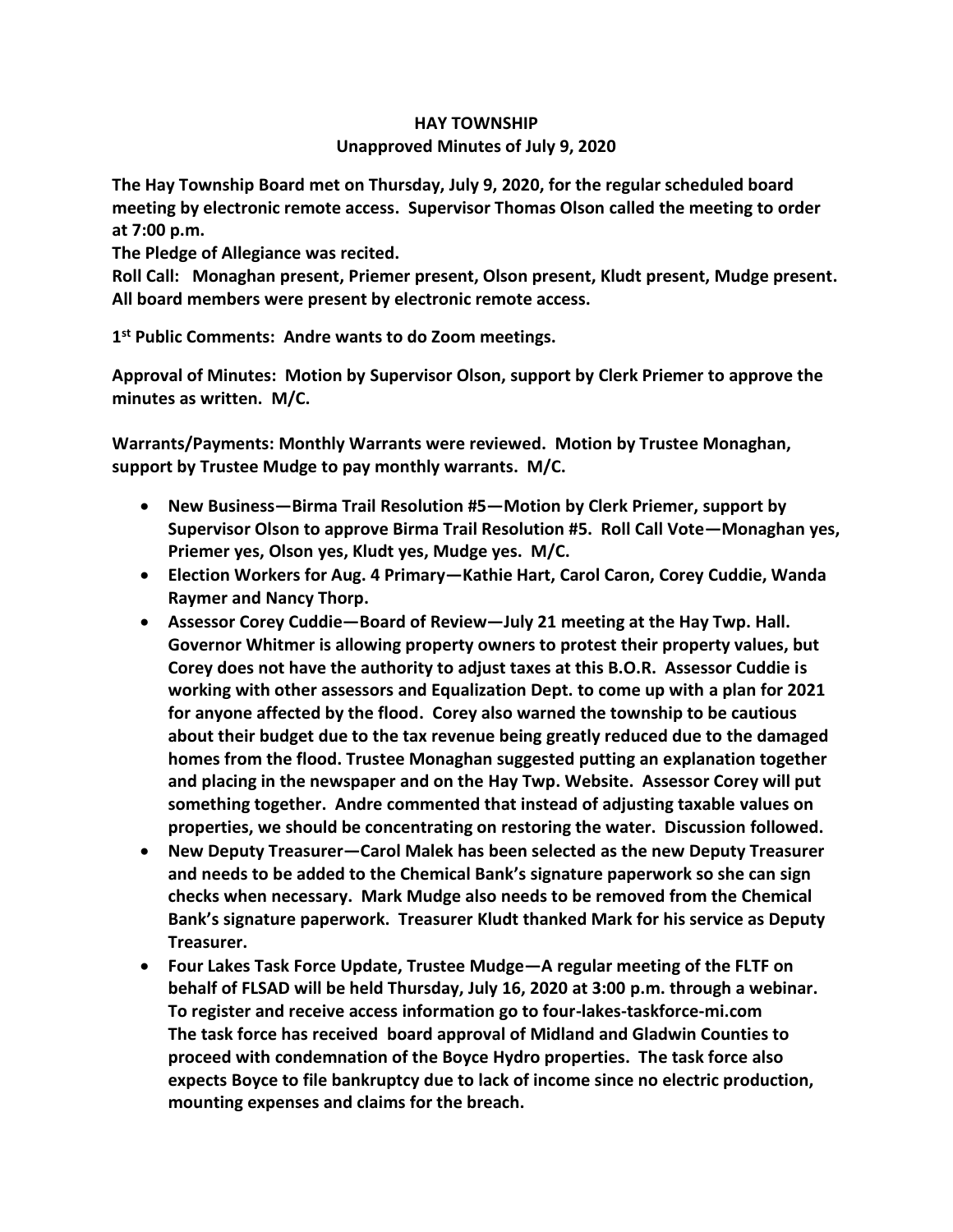# HAY TOWNSHIP

## Unapproved Minutes of July 9, 2020

**The Hay Township Board met on Thursday, July 9, 2020, for the regular scheduled board meeting by electronic remote access. Supervisor Thomas Olson called the meeting to order at 7:00 p.m.**

**The Pledge of Allegiance was recited.**

**Roll Call: Monaghan present, Priemer present, Olson present, Kludt present, Mudge present. All board members were present by electronic remote access.**

**1st Public Comments: Andre wants to do Zoom meetings.**

**Approval of Minutes: Motion by Supervisor Olson, support by Clerk Priemer to approve the minutes as written. M/C.**

**Warrants/Payments: Monthly Warrants were reviewed. Motion by Trustee Monaghan, support by Trustee Mudge to pay monthly warrants. M/C.**

- **New Business—Birma Trail Resolution #5—Motion by Clerk Priemer, support by Supervisor Olson to approve Birma Trail Resolution #5. Roll Call Vote—Monaghan yes, Priemer yes, Olson yes, Kludt yes, Mudge yes. M/C.**
- **Election Workers for Aug. 4 Primary—Kathie Hart, Carol Caron, Corey Cuddie, Wanda Raymer and Nancy Thorp.**
- **Assessor Corey Cuddie—Board of Review—July 21 meeting at the Hay Twp. Hall. Governor Whitmer is allowing property owners to protest their property values, but Corey does not have the authority to adjust taxes at this B.O.R. Assessor Cuddie is working with other assessors and Equalization Dept. to come up with a plan for 2021 for anyone affected by the flood. Corey also warned the township to be cautious about their budget due to the tax revenue being greatly reduced due to the damaged homes from the flood. Trustee Monaghan suggested putting an explanation together and placing in the newspaper and on the Hay Twp. Website. Assessor Corey will put something together. Andre commented that instead of adjusting taxable values on properties, we should be concentrating on restoring the water. Discussion followed.**
- **New Deputy Treasurer—Carol Malek has been selected as the new Deputy Treasurer and needs to be added to the Chemical Bank's signature paperwork so she can sign checks when necessary. Mark Mudge also needs to be removed from the Chemical Bank's signature paperwork. Treasurer Kludt thanked Mark for his service as Deputy Treasurer.**
- **Four Lakes Task Force Update, Trustee Mudge—A regular meeting of the FLTF on behalf of FLSAD will be held Thursday, July 16, 2020 at 3:00 p.m. through a webinar. To register and receive access information go to four-lakes-taskforce-mi.com The task force has received board approval of Midland and Gladwin Counties to proceed with condemnation of the Boyce Hydro properties. The task force also expects Boyce to file bankruptcy due to lack of income since no electric production, mounting expenses and claims for the breach.**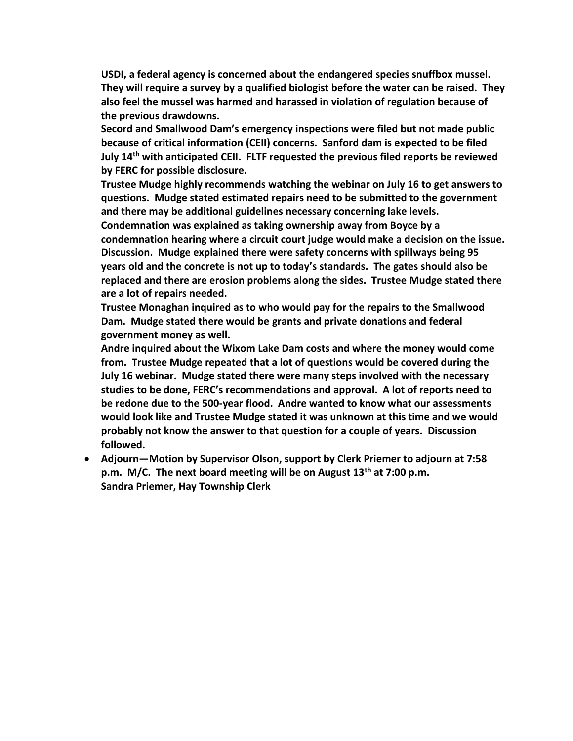**USDI, a federal agency is concerned about the endangered species snuffbox mussel. They will require a survey by a qualified biologist before the water can be raised. They also feel the mussel was harmed and harassed in violation of regulation because of the previous drawdowns.**

**Secord and Smallwood Dam's emergency inspections were filed but not made public because of critical information (CEII) concerns. Sanford dam is expected to be filed July 14th with anticipated CEII. FLTF requested the previous filed reports be reviewed by FERC for possible disclosure.**

**Trustee Mudge highly recommends watching the webinar on July 16 to get answers to questions. Mudge stated estimated repairs need to be submitted to the government and there may be additional guidelines necessary concerning lake levels.**

**Condemnation was explained as taking ownership away from Boyce by a condemnation hearing where a circuit court judge would make a decision on the issue. Discussion. Mudge explained there were safety concerns with spillways being 95 years old and the concrete is not up to today's standards. The gates should also be replaced and there are erosion problems along the sides. Trustee Mudge stated there are a lot of repairs needed.**

**Trustee Monaghan inquired as to who would pay for the repairs to the Smallwood Dam. Mudge stated there would be grants and private donations and federal government money as well.**

**Andre inquired about the Wixom Lake Dam costs and where the money would come from. Trustee Mudge repeated that a lot of questions would be covered during the July 16 webinar. Mudge stated there were many steps involved with the necessary studies to be done, FERC's recommendations and approval. A lot of reports need to be redone due to the 500-year flood. Andre wanted to know what our assessments would look like and Trustee Mudge stated it was unknown at this time and we would probably not know the answer to that question for a couple of years. Discussion followed.**

- **Adjourn—Motion by Supervisor Olson, support by Clerk Priemer to adjourn at 7:58 p.m. M/C. The next board meeting will be on August 13th at 7:00 p.m.**
  **Sandra Priemer, Hay Township Clerk**